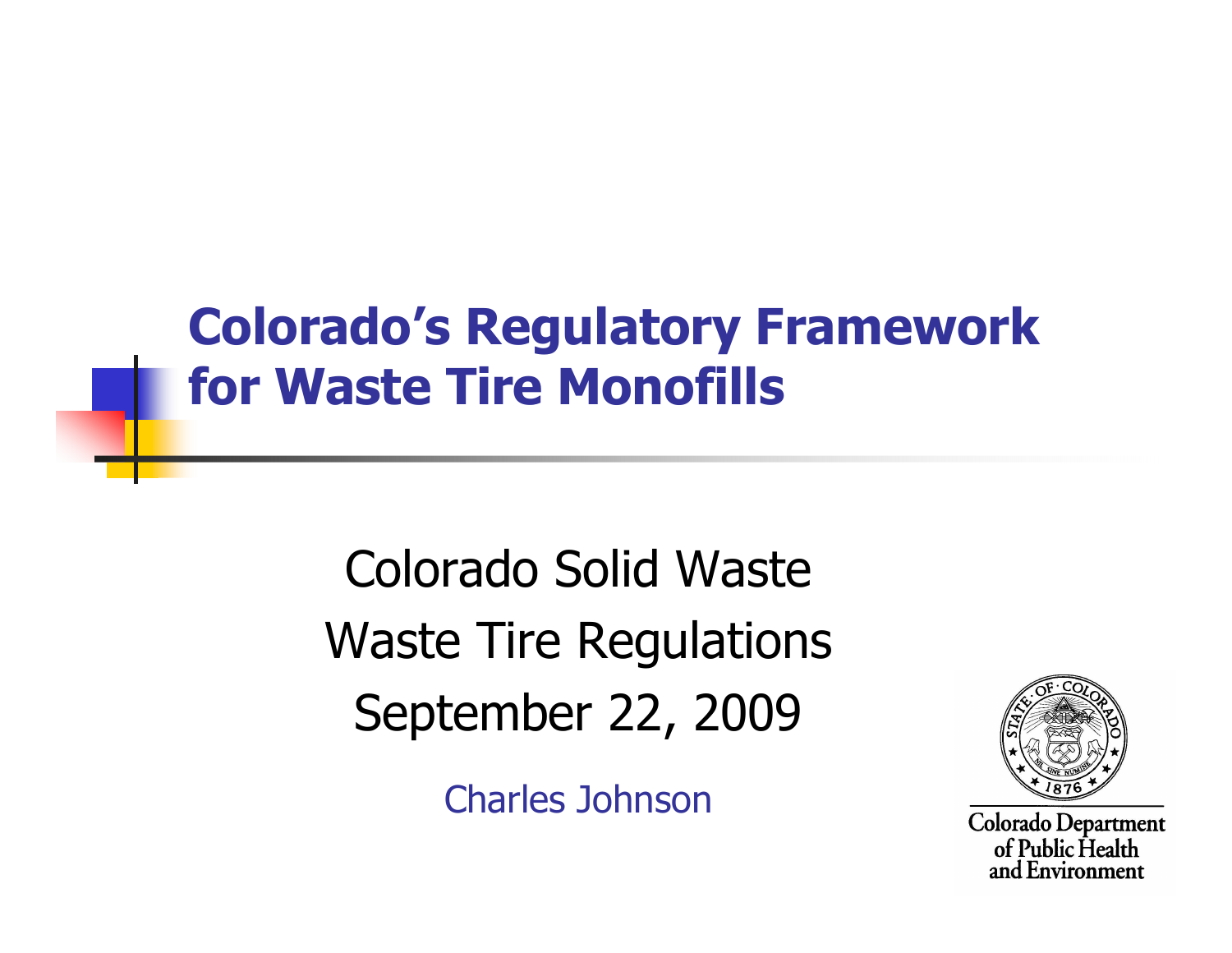# Colorado's Regulatory Framework for Waste Tire Monofills

Colorado Solid Waste

Waste Tire Regulations

September 22, 2009

Charles Johnson

Colorado Department of Public Health and Environment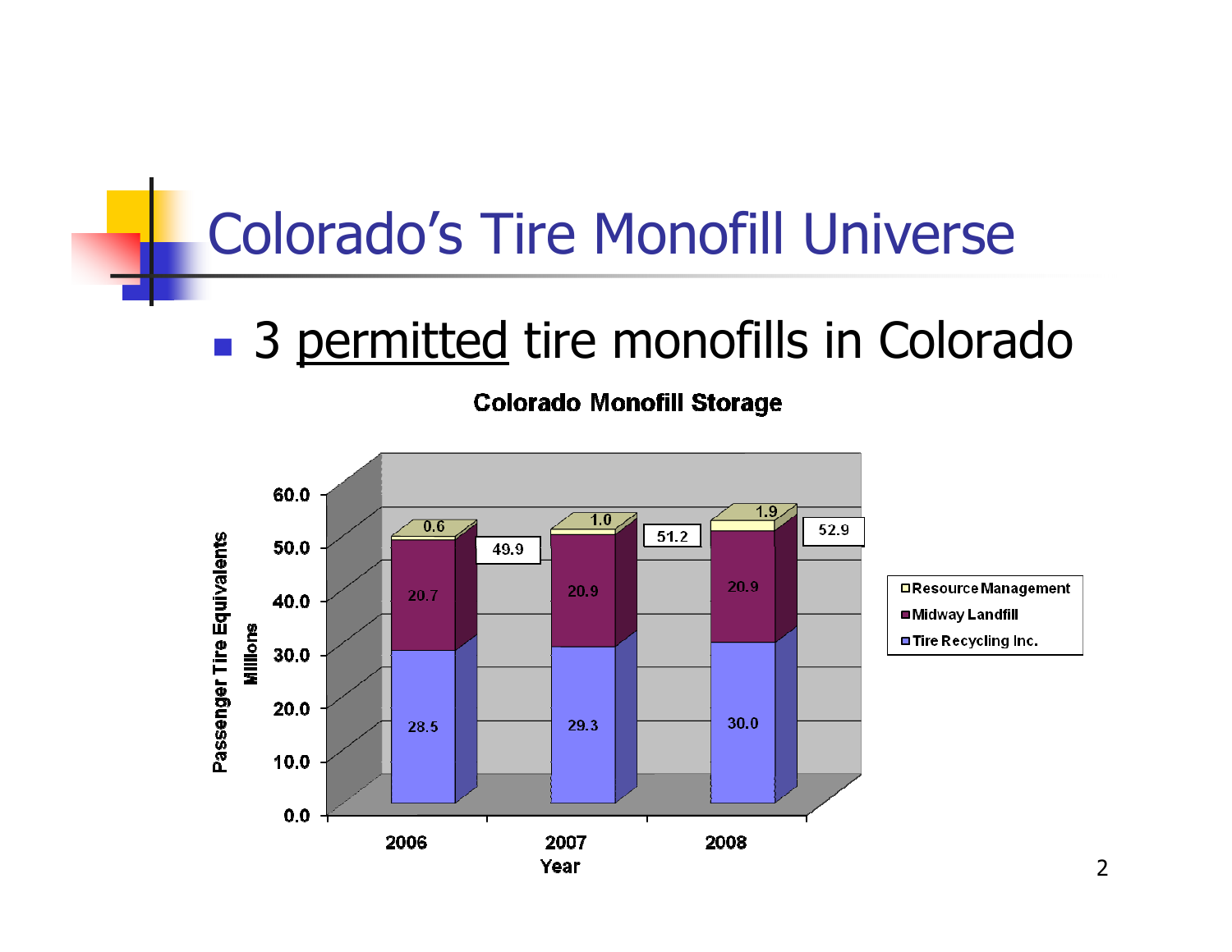# Colorado's Tire Monofill Universe

- 3 permitted tire monofills in Colorado

**Colorado Monofill Storage**

| Year | Tire Recycling Inc. | Midway Landfill | Resource Management | Total |
|---|---|---|---|---|
| 2006 | 28.5 | 20.7 | 0.6 | 49.9 |
| 2007 | 29.3 | 20.9 | 1.0 | 51.2 |
| 2008 | 30.0 | 20.9 | 1.9 | 52.9 |

Passenger Tire Equivalents (Millions)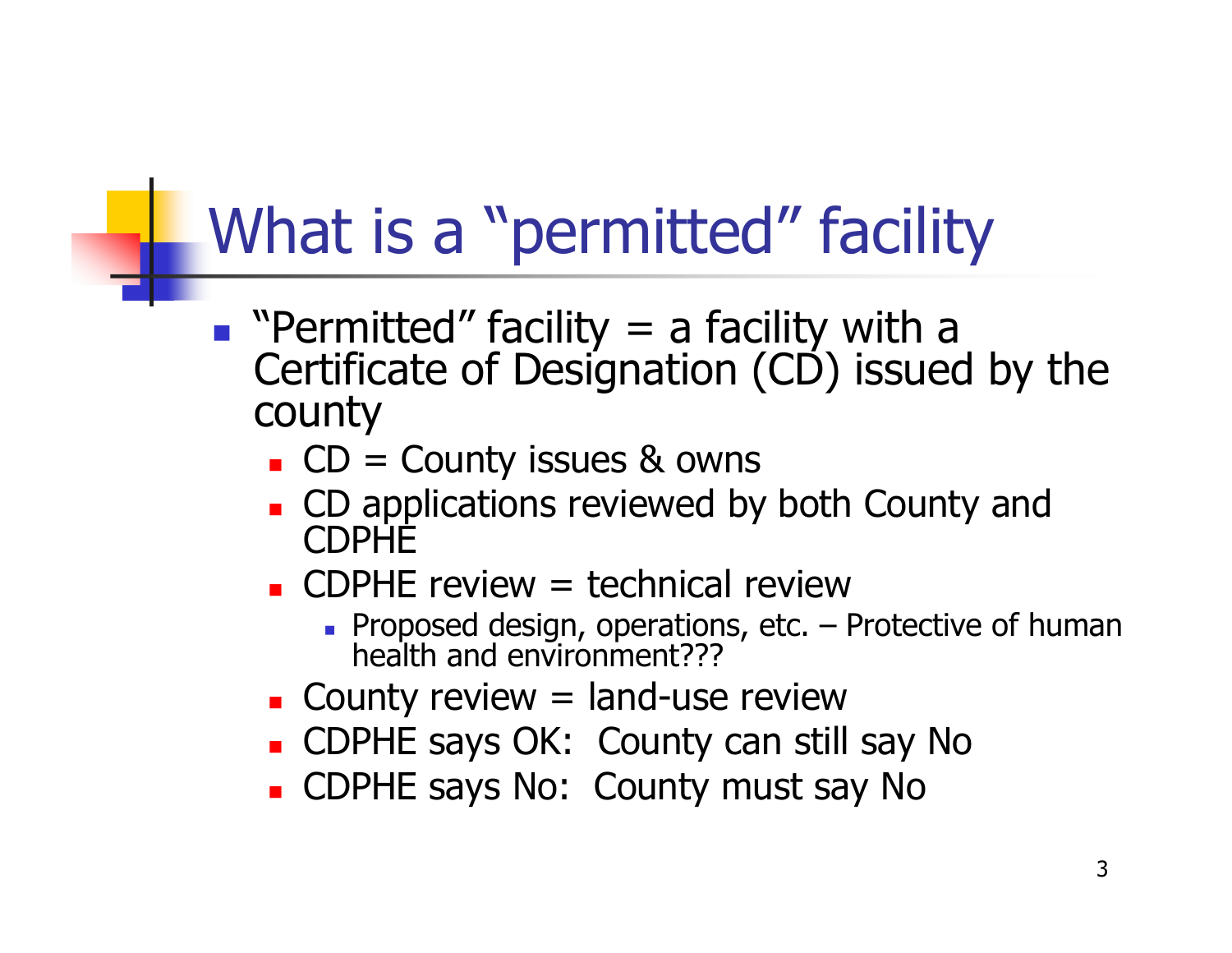# What is a "permitted" facility

- "Permitted" facility = a facility with a Certificate of Designation (CD) issued by the county
  - CD = County issues & owns
  - CD applications reviewed by both County and CDPHE
  - CDPHE review = technical review
    - Proposed design, operations, etc. – Protective of human health and environment???
  - County review = land-use review
  - CDPHE says OK: County can still say No
  - CDPHE says No: County must say No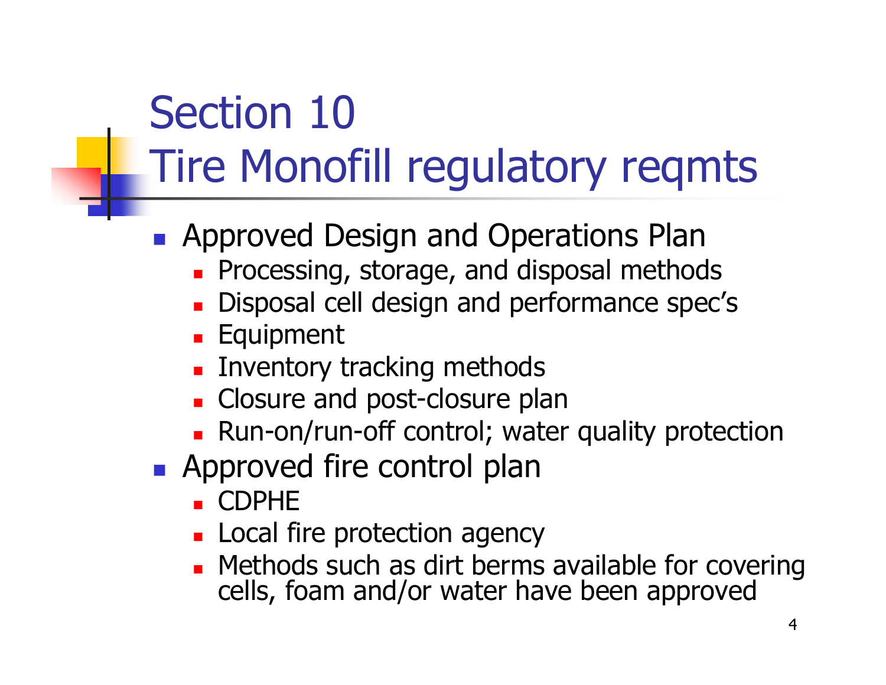# Section 10
# Tire Monofill regulatory reqmts

- Approved Design and Operations Plan
  - Processing, storage, and disposal methods
  - Disposal cell design and performance spec's
  - Equipment
  - Inventory tracking methods
  - Closure and post-closure plan
  - Run-on/run-off control; water quality protection
- Approved fire control plan
  - CDPHE
  - Local fire protection agency
  - Methods such as dirt berms available for covering cells, foam and/or water have been approved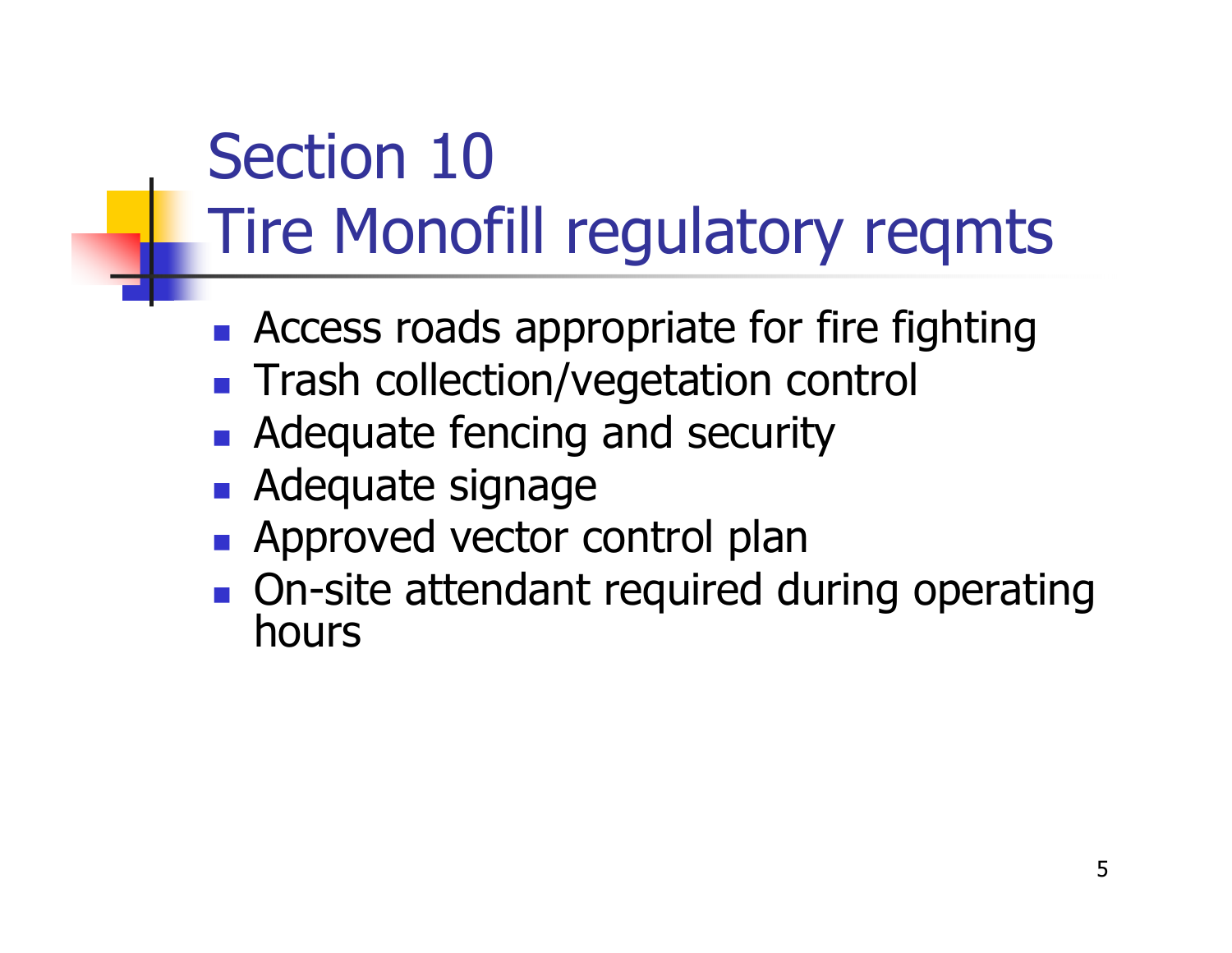# Section 10
# Tire Monofill regulatory reqmts

- Access roads appropriate for fire fighting
- Trash collection/vegetation control
- Adequate fencing and security
- Adequate signage
- Approved vector control plan
- On-site attendant required during operating hours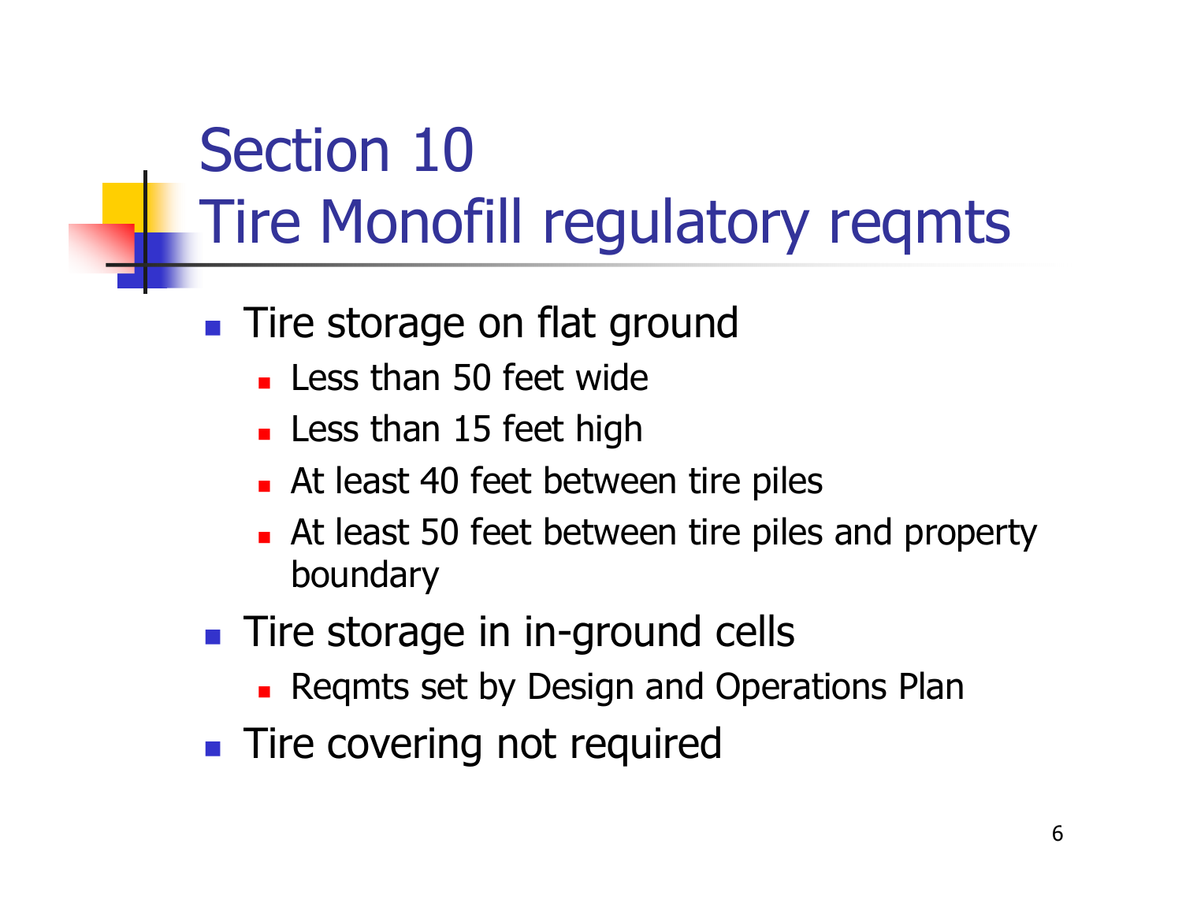# Section 10
# Tire Monofill regulatory reqmts

- Tire storage on flat ground
  - Less than 50 feet wide
  - Less than 15 feet high
  - At least 40 feet between tire piles
  - At least 50 feet between tire piles and property boundary
- Tire storage in in-ground cells
  - Reqmts set by Design and Operations Plan
- Tire covering not required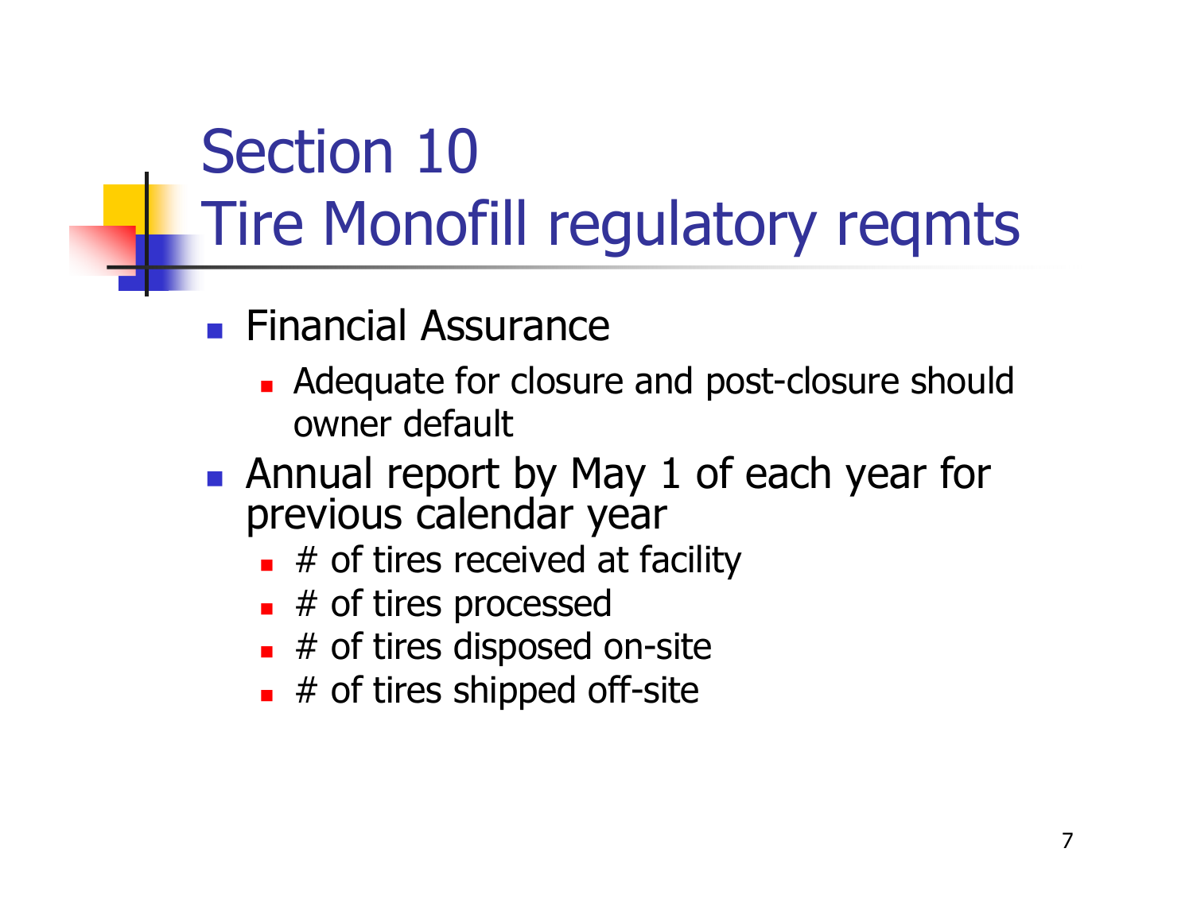# Section 10
# Tire Monofill regulatory reqmts

- Financial Assurance
  - Adequate for closure and post-closure should owner default
- Annual report by May 1 of each year for previous calendar year
  - # of tires received at facility
  - # of tires processed
  - # of tires disposed on-site
  - # of tires shipped off-site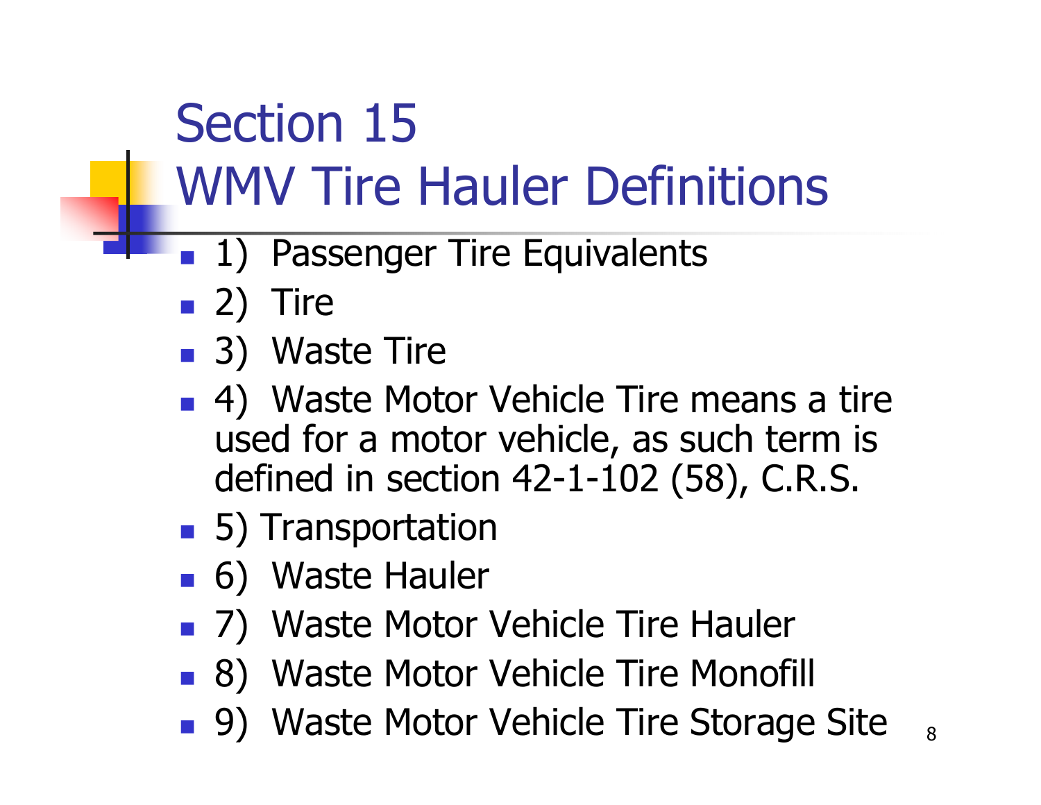# Section 15
# WMV Tire Hauler Definitions

- 1) Passenger Tire Equivalents
- 2) Tire
- 3) Waste Tire
- 4) Waste Motor Vehicle Tire means a tire used for a motor vehicle, as such term is defined in section 42-1-102 (58), C.R.S.
- 5) Transportation
- 6) Waste Hauler
- 7) Waste Motor Vehicle Tire Hauler
- 8) Waste Motor Vehicle Tire Monofill
- 9) Waste Motor Vehicle Tire Storage Site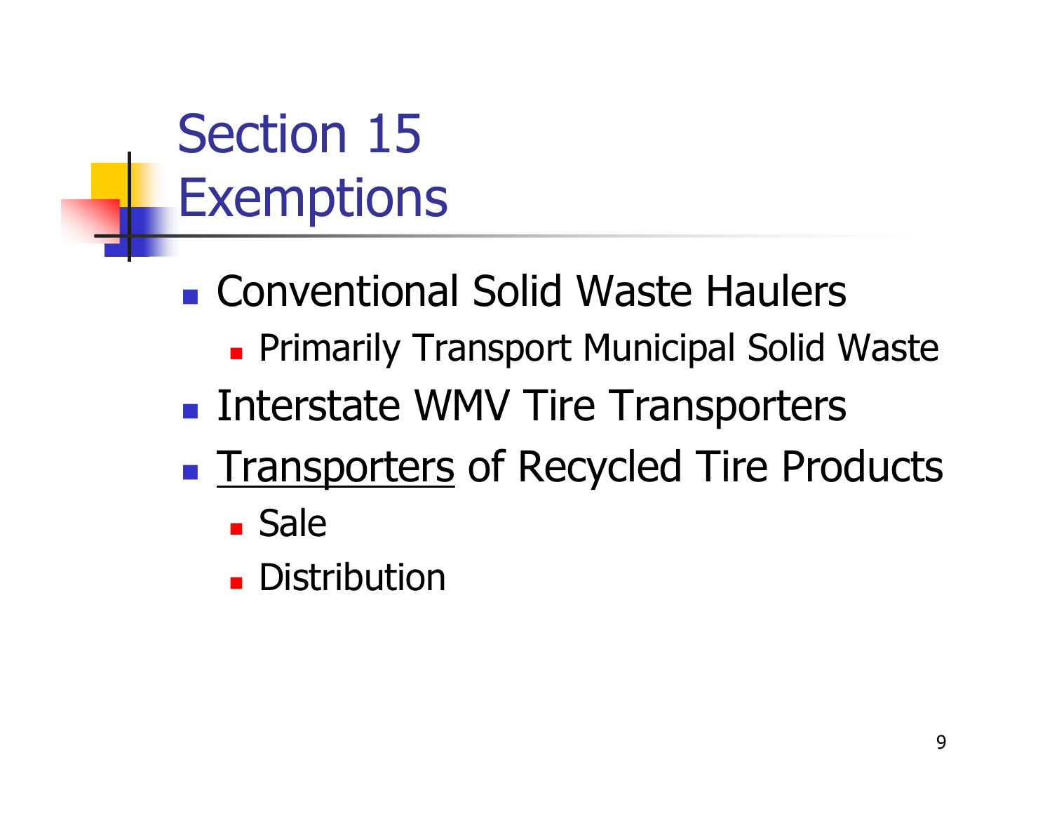# Section 15 Exemptions

- Conventional Solid Waste Haulers
  - Primarily Transport Municipal Solid Waste
- Interstate WMV Tire Transporters
- <u>Transporters</u> of Recycled Tire Products
  - Sale
  - Distribution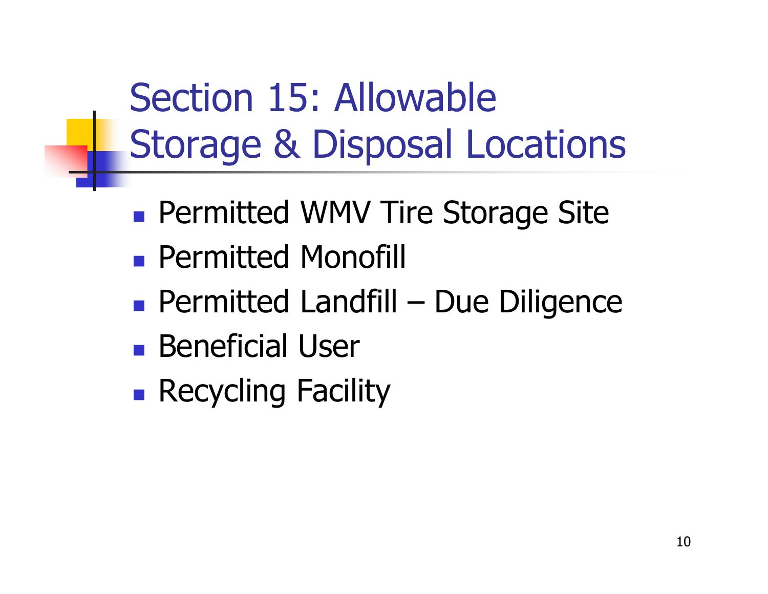# Section 15: Allowable Storage & Disposal Locations

- Permitted WMV Tire Storage Site
- Permitted Monofill
- Permitted Landfill – Due Diligence
- Beneficial User
- Recycling Facility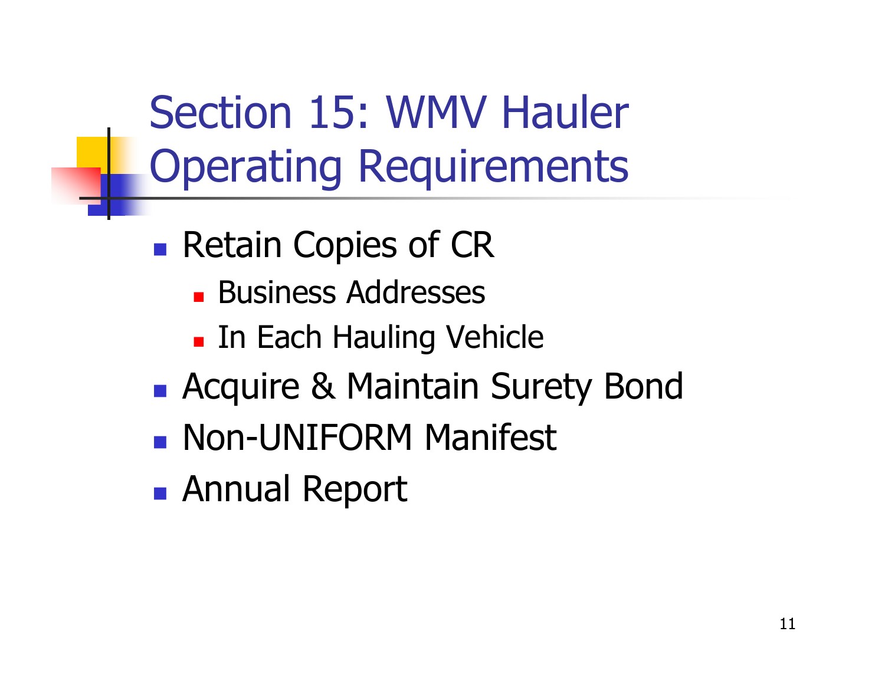# Section 15: WMV Hauler Operating Requirements

- Retain Copies of CR
  - Business Addresses
  - In Each Hauling Vehicle
- Acquire & Maintain Surety Bond
- Non-UNIFORM Manifest
- Annual Report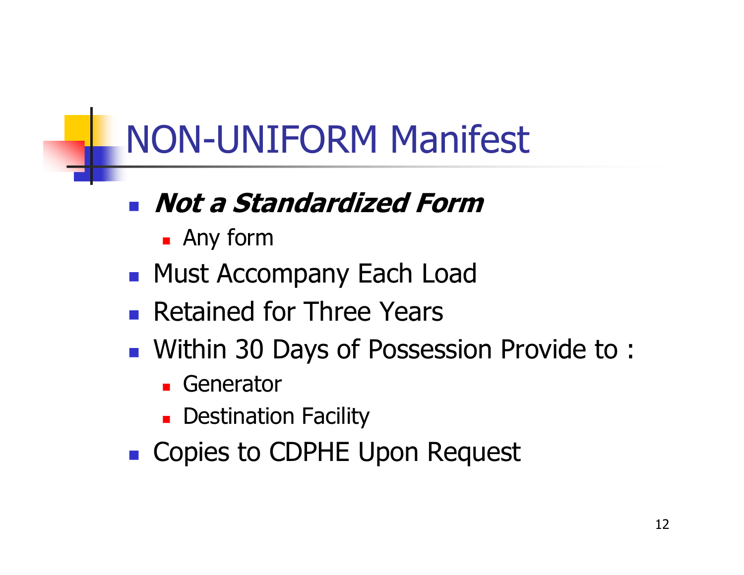# NON-UNIFORM Manifest

- ***Not a Standardized Form***
  - Any form
- Must Accompany Each Load
- Retained for Three Years
- Within 30 Days of Possession Provide to :
  - Generator
  - Destination Facility
- Copies to CDPHE Upon Request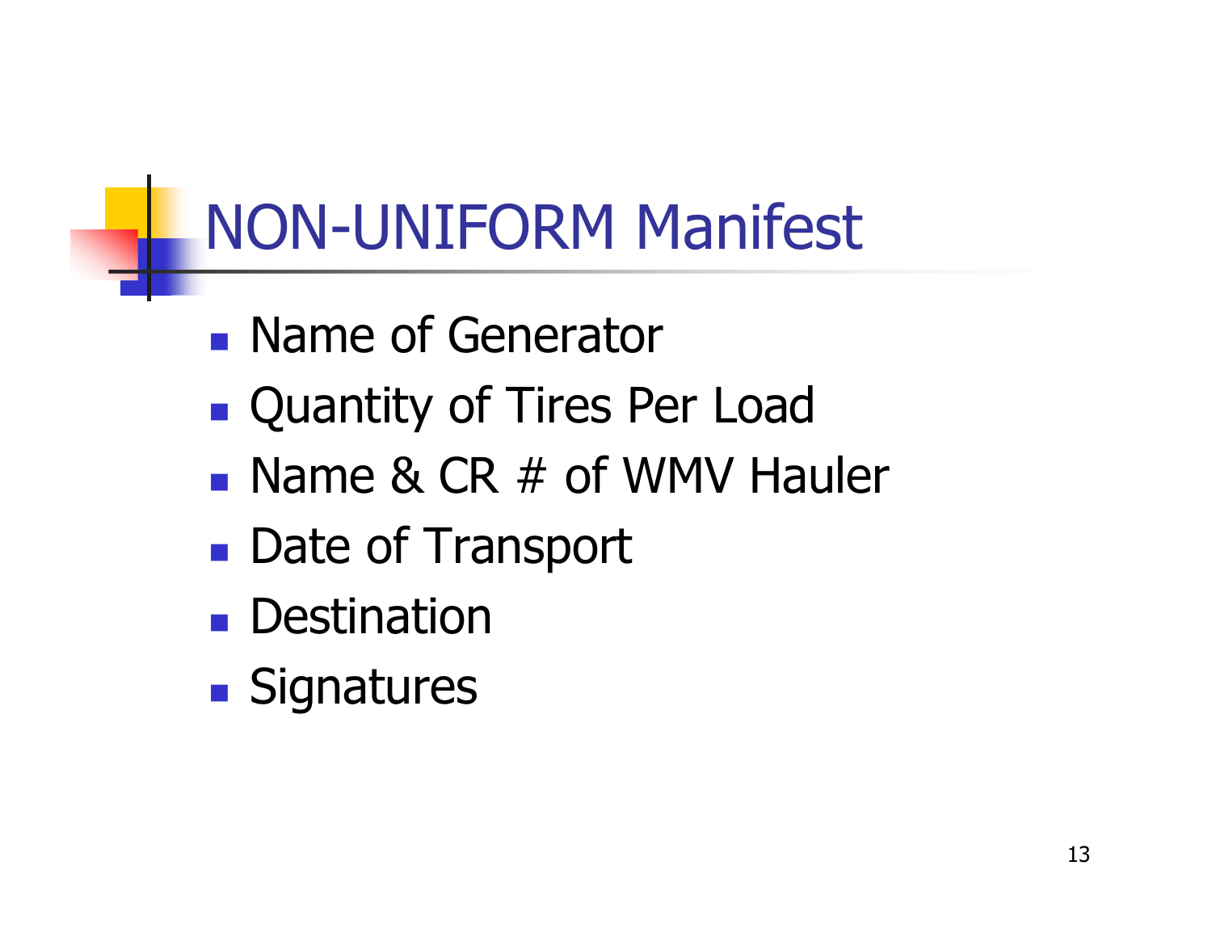# NON-UNIFORM Manifest

- Name of Generator
- Quantity of Tires Per Load
- Name & CR # of WMV Hauler
- Date of Transport
- Destination
- Signatures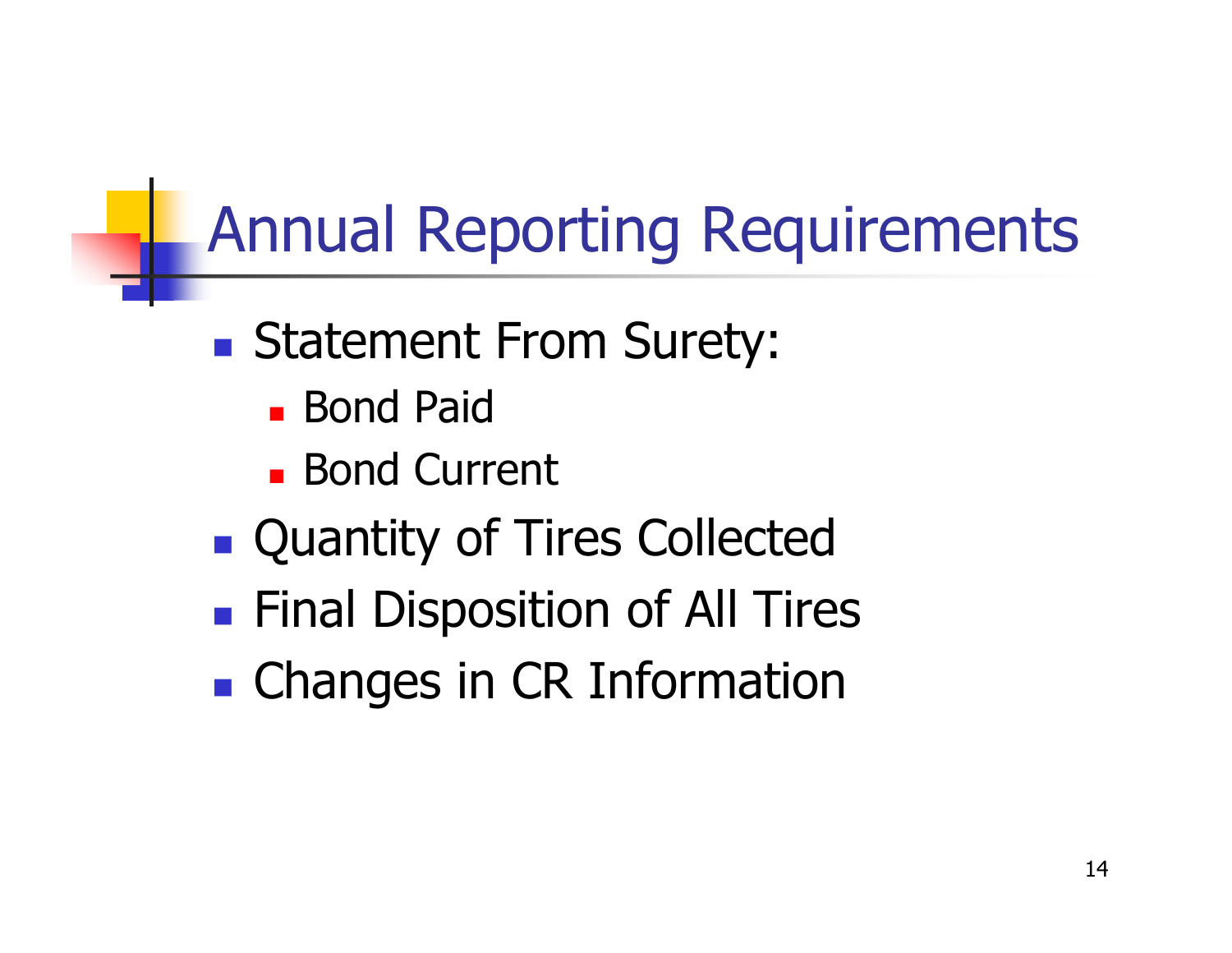# Annual Reporting Requirements

- Statement From Surety:
  - Bond Paid
  - Bond Current
- Quantity of Tires Collected
- Final Disposition of All Tires
- Changes in CR Information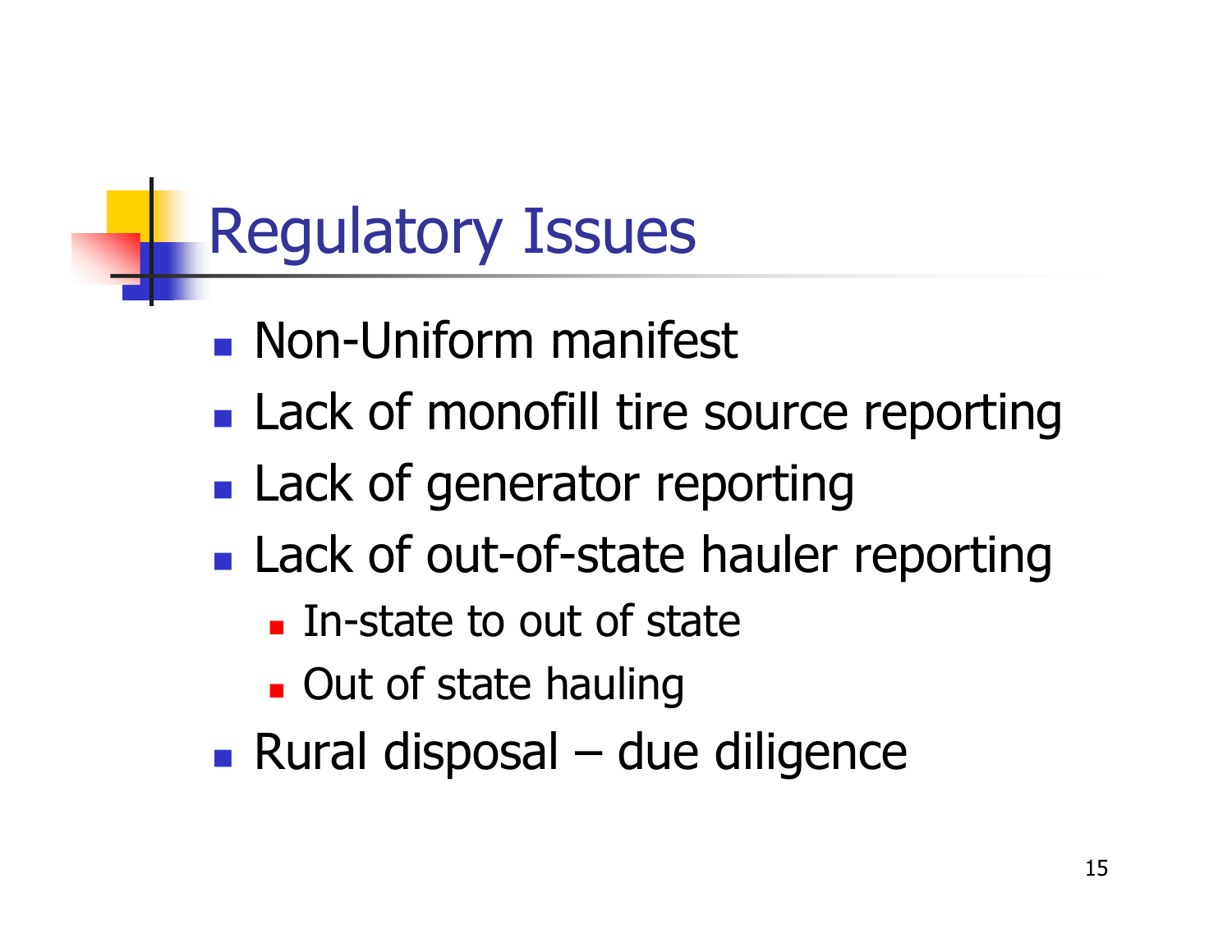# Regulatory Issues

- Non-Uniform manifest
- Lack of monofill tire source reporting
- Lack of generator reporting
- Lack of out-of-state hauler reporting
  - In-state to out of state
  - Out of state hauling
- Rural disposal – due diligence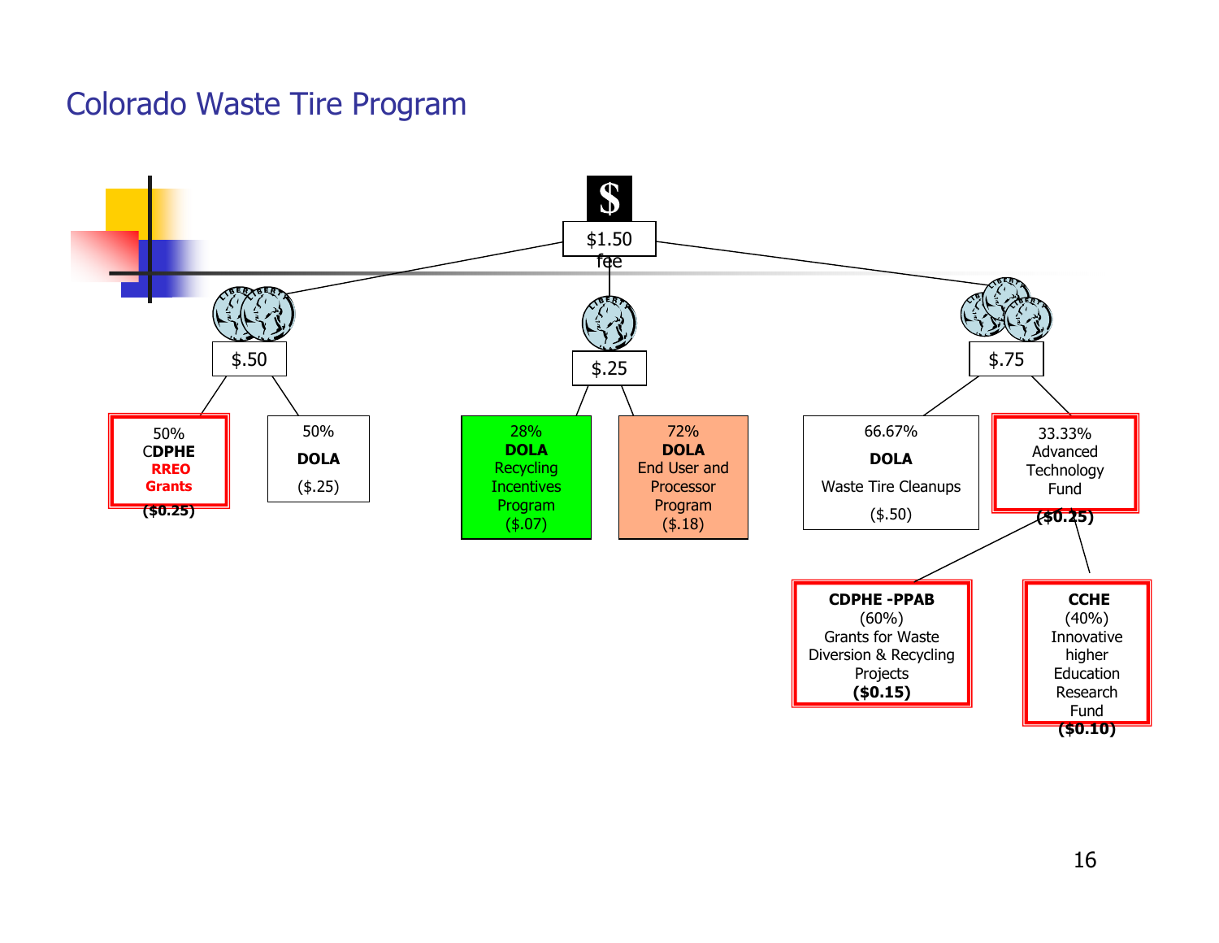# Colorado Waste Tire Program

$1.50 fee

- $.50
  - 50% CDPHE **RREO Grants** **($0.25)**
  - 50% **DOLA** ($.25)
- $.25
  - 28% **DOLA** Recycling Incentives Program ($.07)
  - 72% **DOLA** End User and Processor Program ($.18)
- $.75
  - 66.67% **DOLA** Waste Tire Cleanups ($.50)
  - 33.33% Advanced Technology Fund **($0.25)**
    - **CDPHE -PPAB** (60%) Grants for Waste Diversion & Recycling Projects **($0.15)**
    - **CCHE** (40%) Innovative higher Education Research Fund **($0.10)**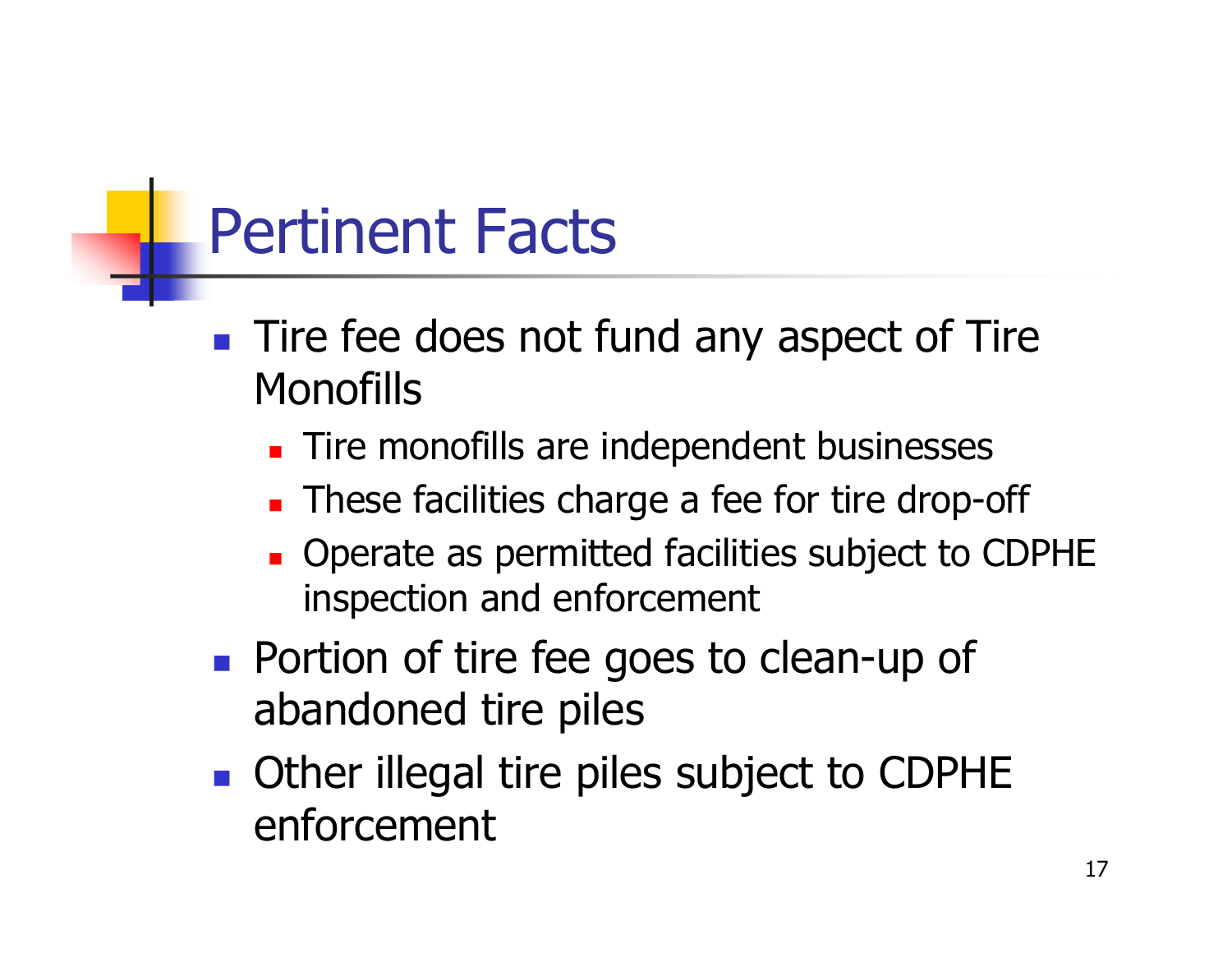# Pertinent Facts

- Tire fee does not fund any aspect of Tire Monofills
  - Tire monofills are independent businesses
  - These facilities charge a fee for tire drop-off
  - Operate as permitted facilities subject to CDPHE inspection and enforcement
- Portion of tire fee goes to clean-up of abandoned tire piles
- Other illegal tire piles subject to CDPHE enforcement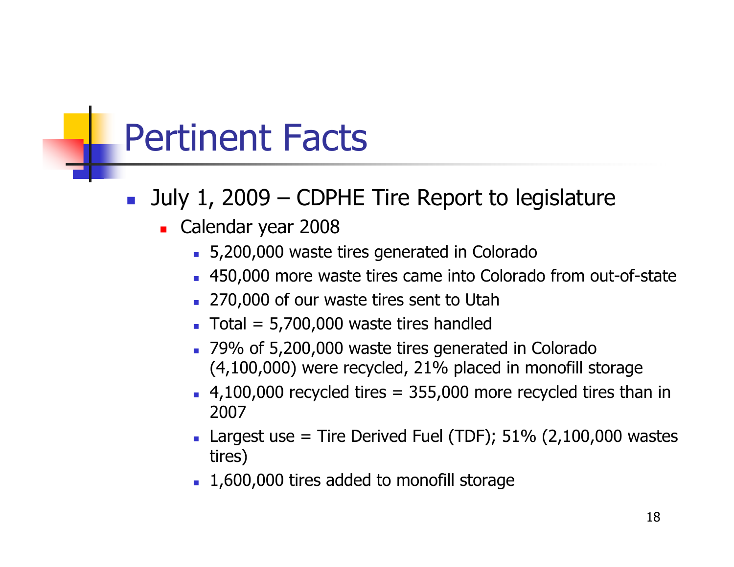# Pertinent Facts

- July 1, 2009 – CDPHE Tire Report to legislature
  - Calendar year 2008
    - 5,200,000 waste tires generated in Colorado
    - 450,000 more waste tires came into Colorado from out-of-state
    - 270,000 of our waste tires sent to Utah
    - Total = 5,700,000 waste tires handled
    - 79% of 5,200,000 waste tires generated in Colorado (4,100,000) were recycled, 21% placed in monofill storage
    - 4,100,000 recycled tires = 355,000 more recycled tires than in 2007
    - Largest use = Tire Derived Fuel (TDF); 51% (2,100,000 wastes tires)
    - 1,600,000 tires added to monofill storage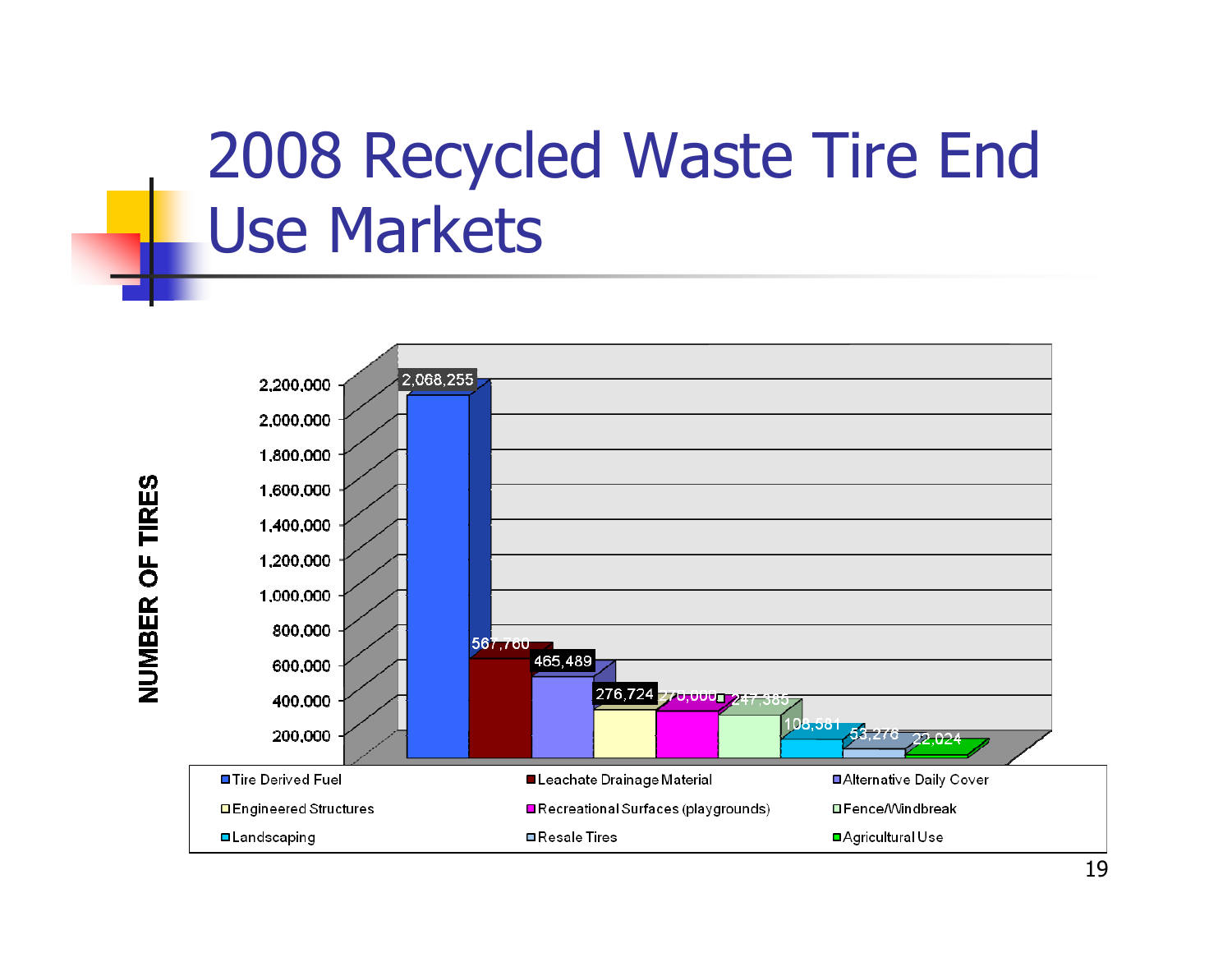# 2008 Recycled Waste Tire End Use Markets

| End Use Market | Number of Tires |
|---|---|
| Tire Derived Fuel | 2,068,255 |
| Leachate Drainage Material | 567,760 |
| Alternative Daily Cover | 465,489 |
| Engineered Structures | 276,724 |
| Recreational Surfaces (playgrounds) | 270,000 |
| Fence/Windbreak | 247,385 |
| Landscaping | 108,581 |
| Resale Tires | 53,276 |
| Agricultural Use | 22,024 |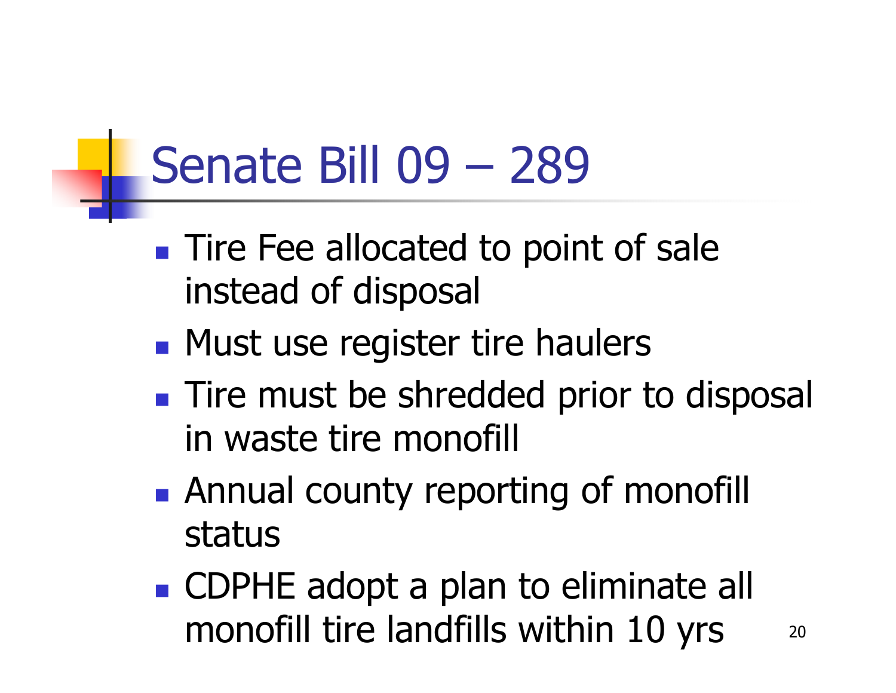# Senate Bill 09 – 289

- Tire Fee allocated to point of sale instead of disposal
- Must use register tire haulers
- Tire must be shredded prior to disposal in waste tire monofill
- Annual county reporting of monofill status
- CDPHE adopt a plan to eliminate all monofill tire landfills within 10 yrs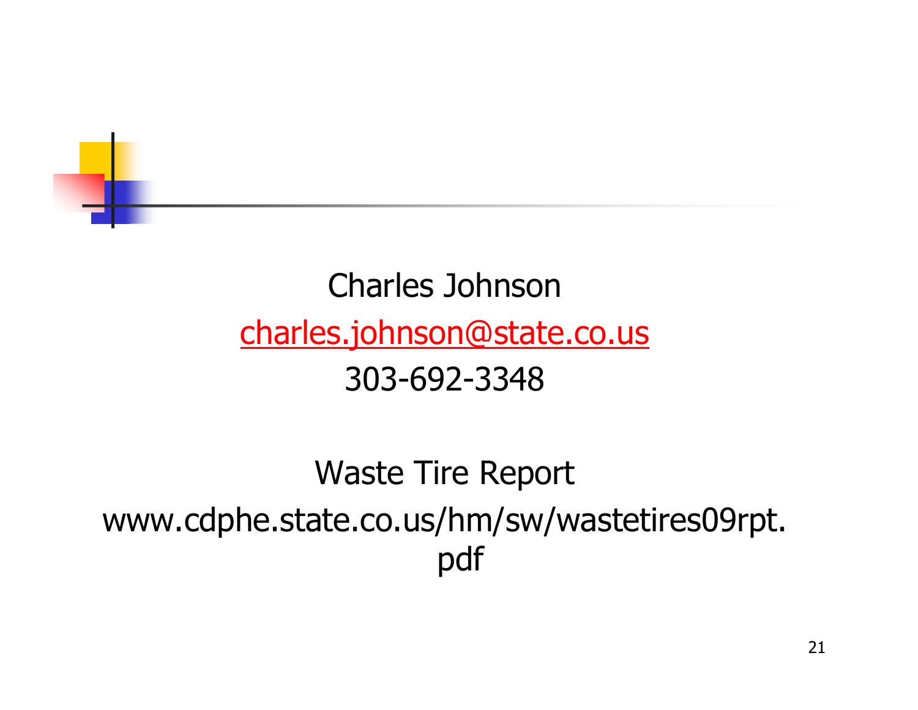Charles Johnson

charles.johnson@state.co.us

303-692-3348

Waste Tire Report

www.cdphe.state.co.us/hm/sw/wastetires09rpt.pdf